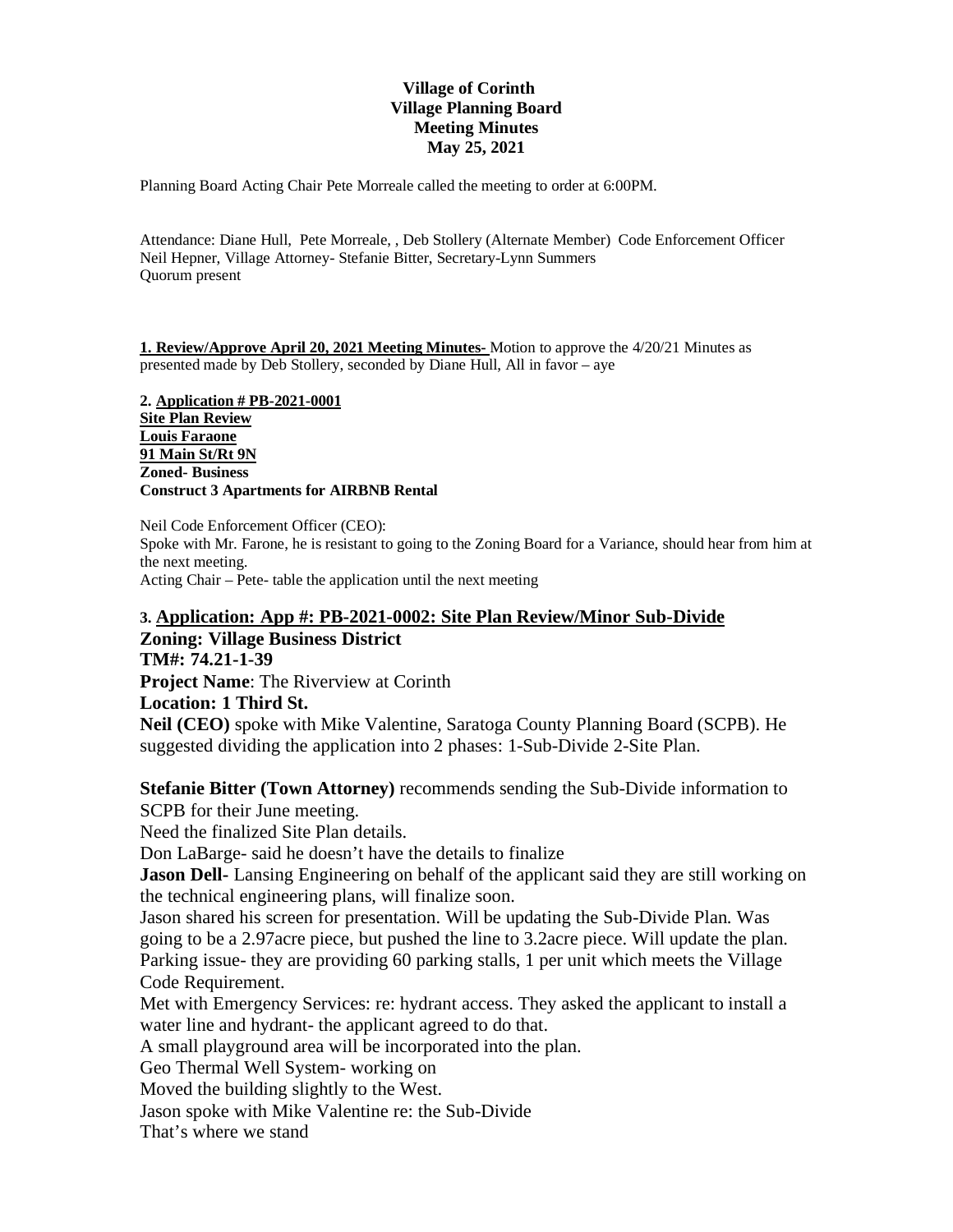**Village of Corinth**
**Village Planning Board**
**Meeting Minutes**
**May 25, 2021**

Planning Board Acting Chair Pete Morreale called the meeting to order at 6:00PM.

Attendance: Diane Hull, Pete Morreale, , Deb Stollery (Alternate Member) Code Enforcement Officer Neil Hepner, Village Attorney- Stefanie Bitter, Secretary-Lynn Summers
Quorum present

**1. Review/Approve April 20, 2021 Meeting Minutes-** Motion to approve the 4/20/21 Minutes as presented made by Deb Stollery, seconded by Diane Hull, All in favor – aye

**2. Application # PB-2021-0001**
**Site Plan Review**
**Louis Faraone**
**91 Main St/Rt 9N**
**Zoned- Business**
**Construct 3 Apartments for AIRBNB Rental**

Neil Code Enforcement Officer (CEO):
Spoke with Mr. Farone, he is resistant to going to the Zoning Board for a Variance, should hear from him at the next meeting.
Acting Chair – Pete- table the application until the next meeting

**3. Application: App #: PB-2021-0002: Site Plan Review/Minor Sub-Divide**
**Zoning: Village Business District**
**TM#: 74.21-1-39**
**Project Name**: The Riverview at Corinth
**Location: 1 Third St.**
**Neil (CEO)** spoke with Mike Valentine, Saratoga County Planning Board (SCPB). He suggested dividing the application into 2 phases: 1-Sub-Divide 2-Site Plan.

**Stefanie Bitter (Town Attorney)** recommends sending the Sub-Divide information to SCPB for their June meeting.
Need the finalized Site Plan details.
Don LaBarge- said he doesn't have the details to finalize
**Jason Dell**- Lansing Engineering on behalf of the applicant said they are still working on the technical engineering plans, will finalize soon.
Jason shared his screen for presentation. Will be updating the Sub-Divide Plan. Was going to be a 2.97acre piece, but pushed the line to 3.2acre piece. Will update the plan.
Parking issue- they are providing 60 parking stalls, 1 per unit which meets the Village Code Requirement.
Met with Emergency Services: re: hydrant access. They asked the applicant to install a water line and hydrant- the applicant agreed to do that.
A small playground area will be incorporated into the plan.
Geo Thermal Well System- working on
Moved the building slightly to the West.
Jason spoke with Mike Valentine re: the Sub-Divide
That's where we stand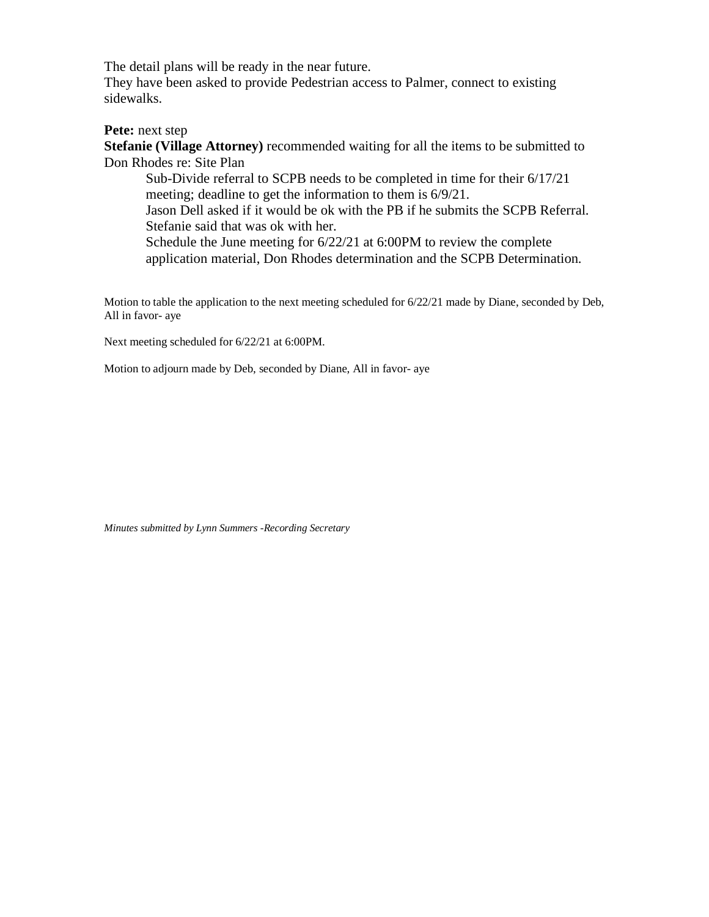The detail plans will be ready in the near future.
They have been asked to provide Pedestrian access to Palmer, connect to existing sidewalks.

**Pete:** next step
**Stefanie (Village Attorney)** recommended waiting for all the items to be submitted to Don Rhodes re: Site Plan

> Sub-Divide referral to SCPB needs to be completed in time for their 6/17/21 meeting; deadline to get the information to them is 6/9/21.
> Jason Dell asked if it would be ok with the PB if he submits the SCPB Referral. Stefanie said that was ok with her.
> Schedule the June meeting for 6/22/21 at 6:00PM to review the complete application material, Don Rhodes determination and the SCPB Determination.

Motion to table the application to the next meeting scheduled for 6/22/21 made by Diane, seconded by Deb, All in favor- aye

Next meeting scheduled for 6/22/21 at 6:00PM.

Motion to adjourn made by Deb, seconded by Diane, All in favor- aye

*Minutes submitted by Lynn Summers -Recording Secretary*